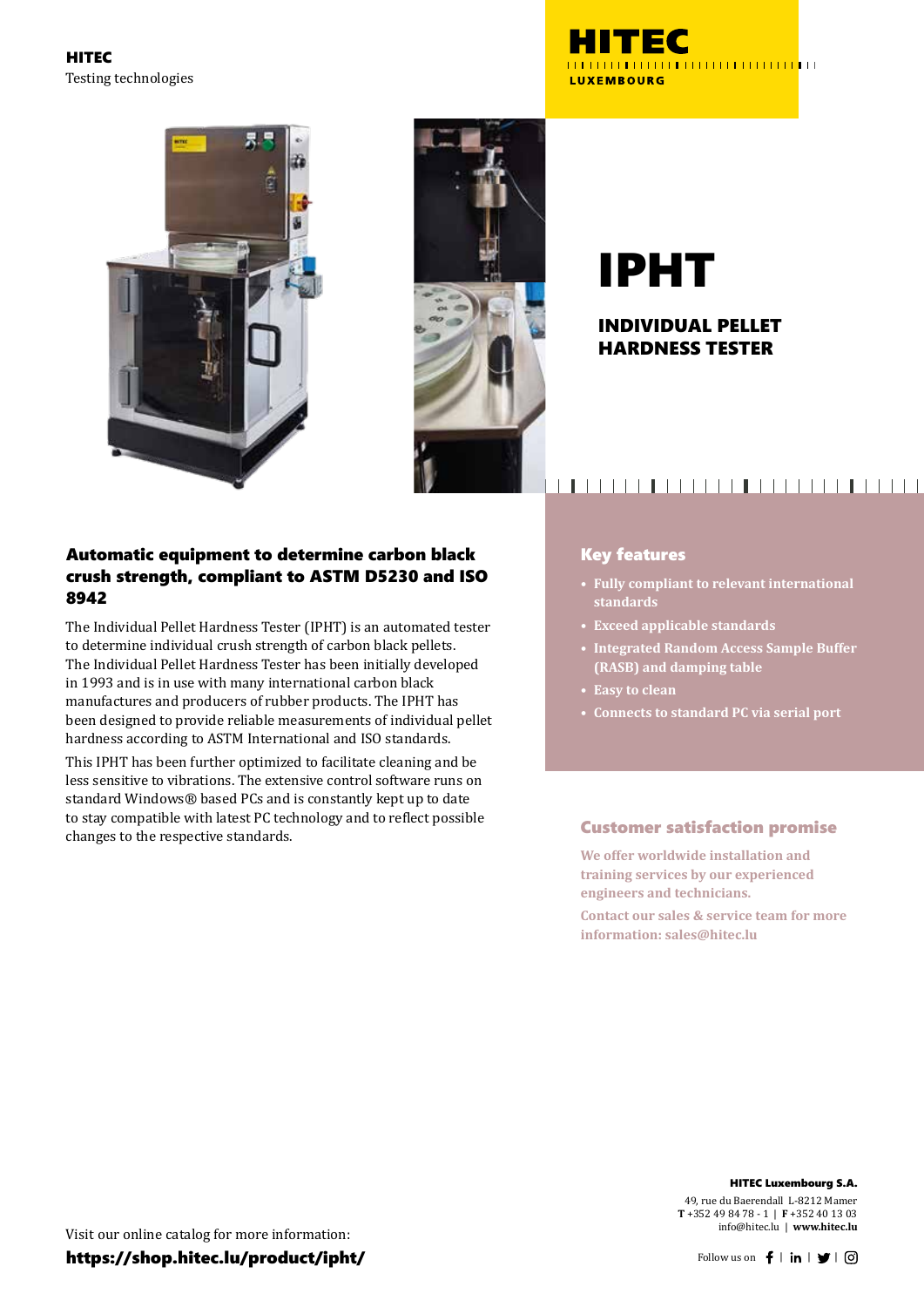**HITEC**
Testing technologies

# IPHT

## INDIVIDUAL PELLET HARDNESS TESTER

### Automatic equipment to determine carbon black crush strength, compliant to ASTM D5230 and ISO 8942

The Individual Pellet Hardness Tester (IPHT) is an automated tester to determine individual crush strength of carbon black pellets. The Individual Pellet Hardness Tester has been initially developed in 1993 and is in use with many international carbon black manufactures and producers of rubber products. The IPHT has been designed to provide reliable measurements of individual pellet hardness according to ASTM International and ISO standards.

This IPHT has been further optimized to facilitate cleaning and be less sensitive to vibrations. The extensive control software runs on standard Windows® based PCs and is constantly kept up to date to stay compatible with latest PC technology and to reflect possible changes to the respective standards.

### Key features

- Fully compliant to relevant international standards
- Exceed applicable standards
- Integrated Random Access Sample Buffer (RASB) and damping table
- Easy to clean
- Connects to standard PC via serial port

### Customer satisfaction promise

We offer worldwide installation and training services by our experienced engineers and technicians.

Contact our sales & service team for more information: sales@hitec.lu

Visit our online catalog for more information:
**https://shop.hitec.lu/product/ipht/**

**HITEC Luxembourg S.A.**
49, rue du Baerendall L-8212 Mamer
**T** +352 49 84 78 - 1 | **F** +352 40 13 03
info@hitec.lu | **www.hitec.lu**

Follow us on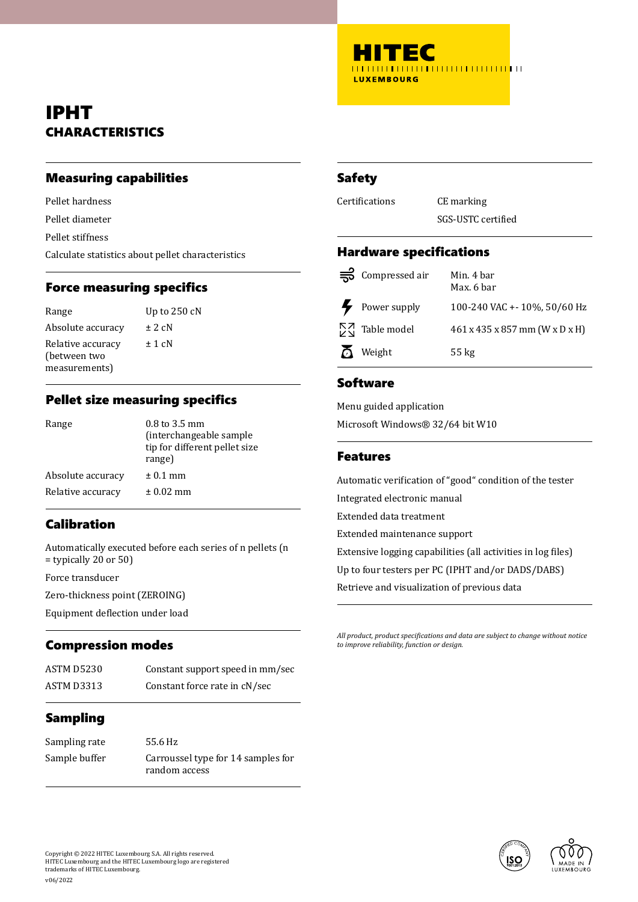# IPHT

## CHARACTERISTICS

### Measuring capabilities

Pellet hardness

Pellet diameter

Pellet stiffness

Calculate statistics about pellet characteristics

### Force measuring specifics

| | |
|---|---|
| Range | Up to 250 cN |
| Absolute accuracy | ± 2 cN |
| Relative accuracy (between two measurements) | ± 1 cN |

### Pellet size measuring specifics

| | |
|---|---|
| Range | 0.8 to 3.5 mm (interchangeable sample tip for different pellet size range) |
| Absolute accuracy | ± 0.1 mm |
| Relative accuracy | ± 0.02 mm |

### Calibration

Automatically executed before each series of n pellets (n = typically 20 or 50)

Force transducer

Zero-thickness point (ZEROING)

Equipment deflection under load

### Compression modes

| | |
|---|---|
| ASTM D5230 | Constant support speed in mm/sec |
| ASTM D3313 | Constant force rate in cN/sec |

### Sampling

| | |
|---|---|
| Sampling rate | 55.6 Hz |
| Sample buffer | Carroussel type for 14 samples for random access |

### Safety

| | |
|---|---|
| Certifications | CE marking |
| | SGS-USTC certified |

### Hardware specifications

| | |
|---|---|
| Compressed air | Min. 4 bar<br>Max. 6 bar |
| Power supply | 100-240 VAC +- 10%, 50/60 Hz |
| Table model | 461 x 435 x 857 mm (W x D x H) |
| Weight | 55 kg |

### Software

Menu guided application

Microsoft Windows® 32/64 bit W10

### Features

Automatic verification of "good" condition of the tester

Integrated electronic manual

Extended data treatment

Extended maintenance support

Extensive logging capabilities (all activities in log files)

Up to four testers per PC (IPHT and/or DADS/DABS)

Retrieve and visualization of previous data

*All product, product specifications and data are subject to change without notice to improve reliability, function or design.*

Copyright © 2022 HITEC Luxembourg S.A. All rights reserved.
HITEC Luxembourg and the HITEC Luxembourg logo are registered trademarks of HITEC Luxembourg.

v06/2022